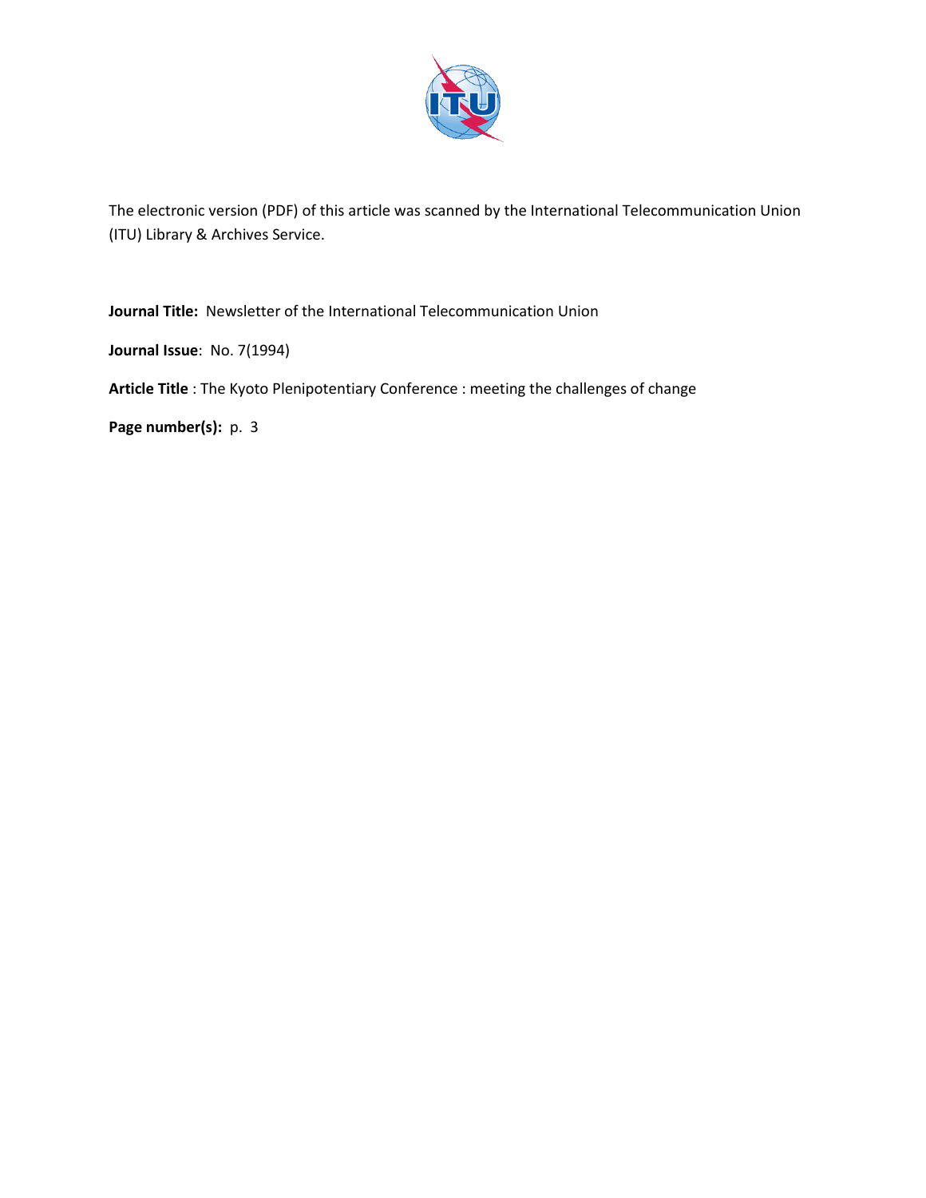The electronic version (PDF) of this article was scanned by the International Telecommunication Union (ITU) Library & Archives Service.

**Journal Title:** Newsletter of the International Telecommunication Union

**Journal Issue**: No. 7(1994)

**Article Title** : The Kyoto Plenipotentiary Conference : meeting the challenges of change

**Page number(s):** p. 3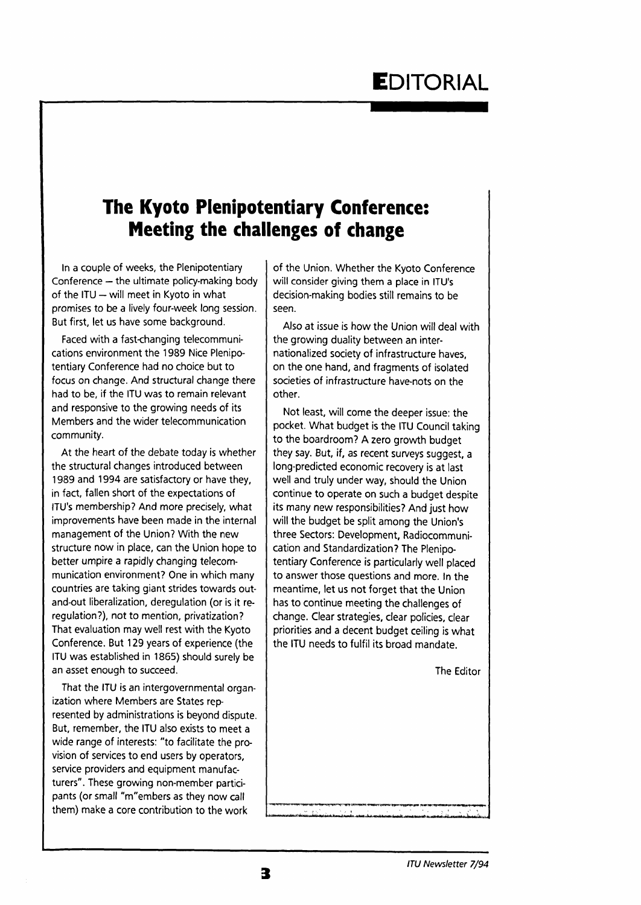# EDITORIAL

## The Kyoto Plenipotentiary Conference: Meeting the challenges of change

In a couple of weeks, the Plenipotentiary Conference – the ultimate policy-making body of the ITU – will meet in Kyoto in what promises to be a lively four-week long session. But first, let us have some background.

Faced with a fast-changing telecommunications environment the 1989 Nice Plenipotentiary Conference had no choice but to focus on change. And structural change there had to be, if the ITU was to remain relevant and responsive to the growing needs of its Members and the wider telecommunication community.

At the heart of the debate today is whether the structural changes introduced between 1989 and 1994 are satisfactory or have they, in fact, fallen short of the expectations of ITU's membership? And more precisely, what improvements have been made in the internal management of the Union? With the new structure now in place, can the Union hope to better umpire a rapidly changing telecommunication environment? One in which many countries are taking giant strides towards out-and-out liberalization, deregulation (or is it re-regulation?), not to mention, privatization? That evaluation may well rest with the Kyoto Conference. But 129 years of experience (the ITU was established in 1865) should surely be an asset enough to succeed.

That the ITU is an intergovernmental organization where Members are States represented by administrations is beyond dispute. But, remember, the ITU also exists to meet a wide range of interests: "to facilitate the provision of services to end users by operators, service providers and equipment manufacturers". These growing non-member participants (or small "m"embers as they now call them) make a core contribution to the work of the Union. Whether the Kyoto Conference will consider giving them a place in ITU's decision-making bodies still remains to be seen.

Also at issue is how the Union will deal with the growing duality between an internationalized society of infrastructure haves, on the one hand, and fragments of isolated societies of infrastructure have-nots on the other.

Not least, will come the deeper issue: the pocket. What budget is the ITU Council taking to the boardroom? A zero growth budget they say. But, if, as recent surveys suggest, a long-predicted economic recovery is at last well and truly under way, should the Union continue to operate on such a budget despite its many new responsibilities? And just how will the budget be split among the Union's three Sectors: Development, Radiocommunication and Standardization? The Plenipotentiary Conference is particularly well placed to answer those questions and more. In the meantime, let us not forget that the Union has to continue meeting the challenges of change. Clear strategies, clear policies, clear priorities and a decent budget ceiling is what the ITU needs to fulfil its broad mandate.

The Editor